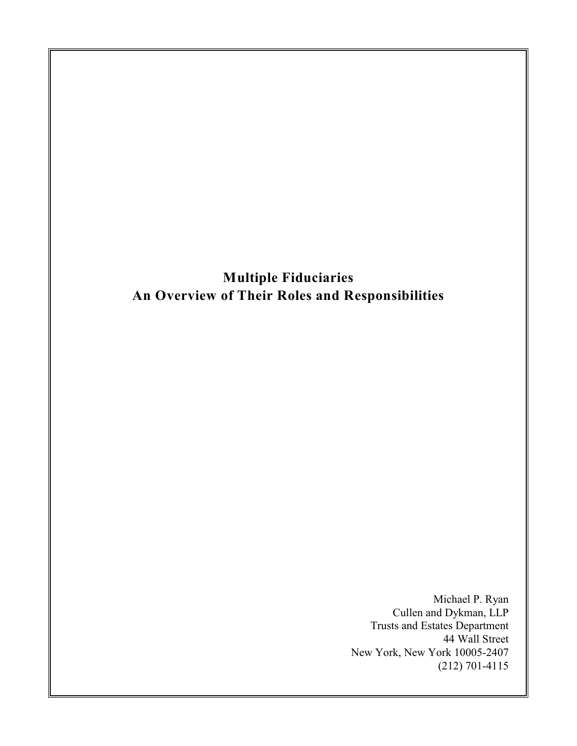# Multiple Fiduciaries
## An Overview of Their Roles and Responsibilities

Michael P. Ryan
Cullen and Dykman, LLP
Trusts and Estates Department
44 Wall Street
New York, New York 10005-2407
(212) 701-4115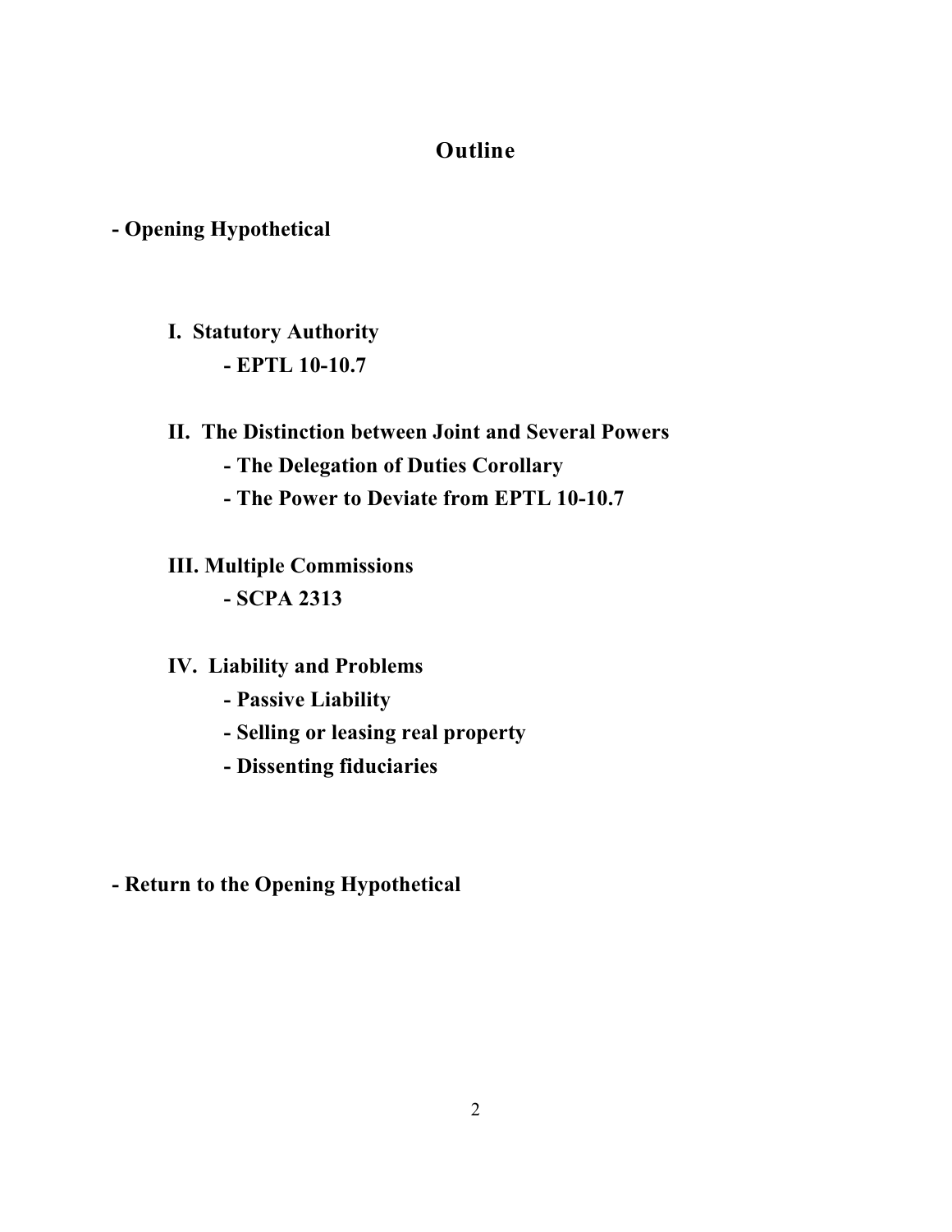# Outline

**- Opening Hypothetical**

**I. Statutory Authority**

**- EPTL 10-10.7**

**II. The Distinction between Joint and Several Powers**

**- The Delegation of Duties Corollary**

**- The Power to Deviate from EPTL 10-10.7**

**III. Multiple Commissions**

**- SCPA 2313**

**IV. Liability and Problems**

**- Passive Liability**

**- Selling or leasing real property**

**- Dissenting fiduciaries**

**- Return to the Opening Hypothetical**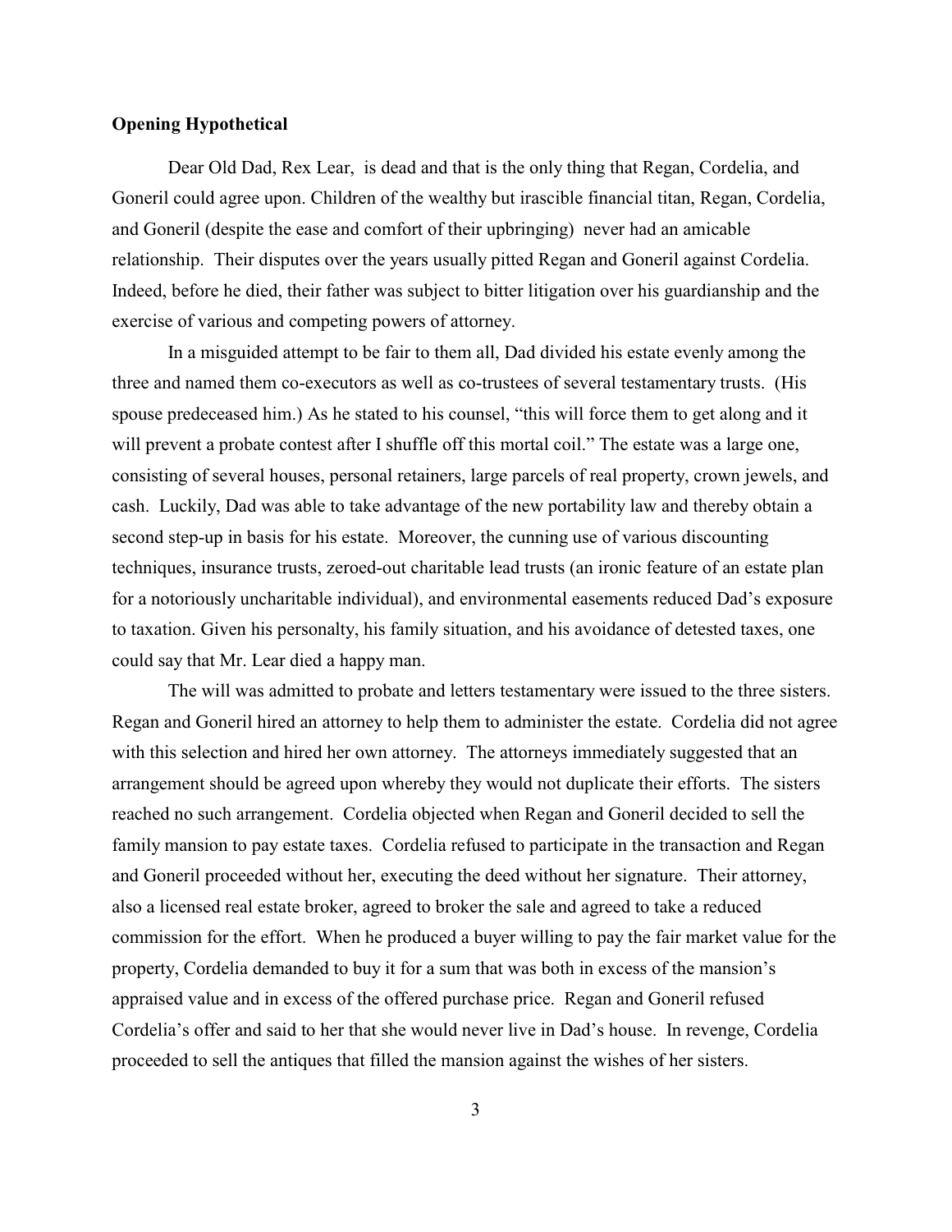**Opening Hypothetical**

Dear Old Dad, Rex Lear, is dead and that is the only thing that Regan, Cordelia, and Goneril could agree upon. Children of the wealthy but irascible financial titan, Regan, Cordelia, and Goneril (despite the ease and comfort of their upbringing) never had an amicable relationship. Their disputes over the years usually pitted Regan and Goneril against Cordelia. Indeed, before he died, their father was subject to bitter litigation over his guardianship and the exercise of various and competing powers of attorney.

In a misguided attempt to be fair to them all, Dad divided his estate evenly among the three and named them co-executors as well as co-trustees of several testamentary trusts. (His spouse predeceased him.) As he stated to his counsel, "this will force them to get along and it will prevent a probate contest after I shuffle off this mortal coil." The estate was a large one, consisting of several houses, personal retainers, large parcels of real property, crown jewels, and cash. Luckily, Dad was able to take advantage of the new portability law and thereby obtain a second step-up in basis for his estate. Moreover, the cunning use of various discounting techniques, insurance trusts, zeroed-out charitable lead trusts (an ironic feature of an estate plan for a notoriously uncharitable individual), and environmental easements reduced Dad's exposure to taxation. Given his personalty, his family situation, and his avoidance of detested taxes, one could say that Mr. Lear died a happy man.

The will was admitted to probate and letters testamentary were issued to the three sisters. Regan and Goneril hired an attorney to help them to administer the estate. Cordelia did not agree with this selection and hired her own attorney. The attorneys immediately suggested that an arrangement should be agreed upon whereby they would not duplicate their efforts. The sisters reached no such arrangement. Cordelia objected when Regan and Goneril decided to sell the family mansion to pay estate taxes. Cordelia refused to participate in the transaction and Regan and Goneril proceeded without her, executing the deed without her signature. Their attorney, also a licensed real estate broker, agreed to broker the sale and agreed to take a reduced commission for the effort. When he produced a buyer willing to pay the fair market value for the property, Cordelia demanded to buy it for a sum that was both in excess of the mansion's appraised value and in excess of the offered purchase price. Regan and Goneril refused Cordelia's offer and said to her that she would never live in Dad's house. In revenge, Cordelia proceeded to sell the antiques that filled the mansion against the wishes of her sisters.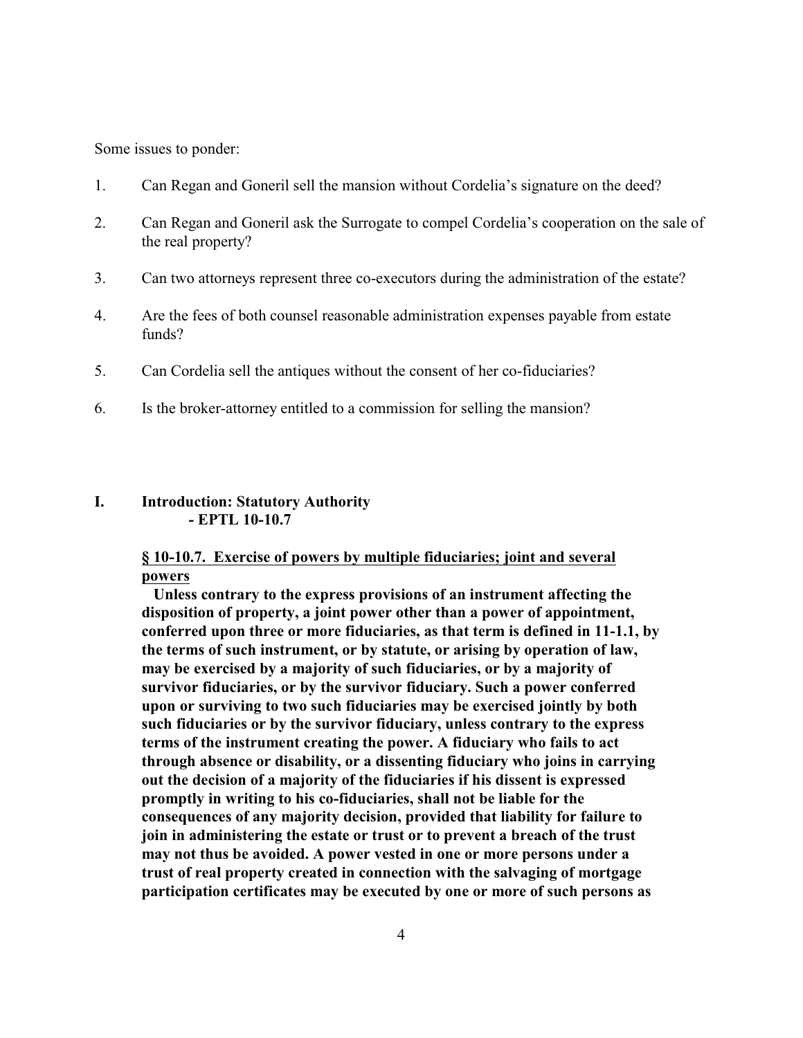Some issues to ponder:

1. Can Regan and Goneril sell the mansion without Cordelia's signature on the deed?
2. Can Regan and Goneril ask the Surrogate to compel Cordelia's cooperation on the sale of the real property?
3. Can two attorneys represent three co-executors during the administration of the estate?
4. Are the fees of both counsel reasonable administration expenses payable from estate funds?
5. Can Cordelia sell the antiques without the consent of her co-fiduciaries?
6. Is the broker-attorney entitled to a commission for selling the mansion?

## I. Introduction: Statutory Authority - EPTL 10-10.7

**<u>§ 10-10.7. Exercise of powers by multiple fiduciaries; joint and several powers</u>**

**Unless contrary to the express provisions of an instrument affecting the disposition of property, a joint power other than a power of appointment, conferred upon three or more fiduciaries, as that term is defined in 11-1.1, by the terms of such instrument, or by statute, or arising by operation of law, may be exercised by a majority of such fiduciaries, or by a majority of survivor fiduciaries, or by the survivor fiduciary. Such a power conferred upon or surviving to two such fiduciaries may be exercised jointly by both such fiduciaries or by the survivor fiduciary, unless contrary to the express terms of the instrument creating the power. A fiduciary who fails to act through absence or disability, or a dissenting fiduciary who joins in carrying out the decision of a majority of the fiduciaries if his dissent is expressed promptly in writing to his co-fiduciaries, shall not be liable for the consequences of any majority decision, provided that liability for failure to join in administering the estate or trust or to prevent a breach of the trust may not thus be avoided. A power vested in one or more persons under a trust of real property created in connection with the salvaging of mortgage participation certificates may be executed by one or more of such persons as**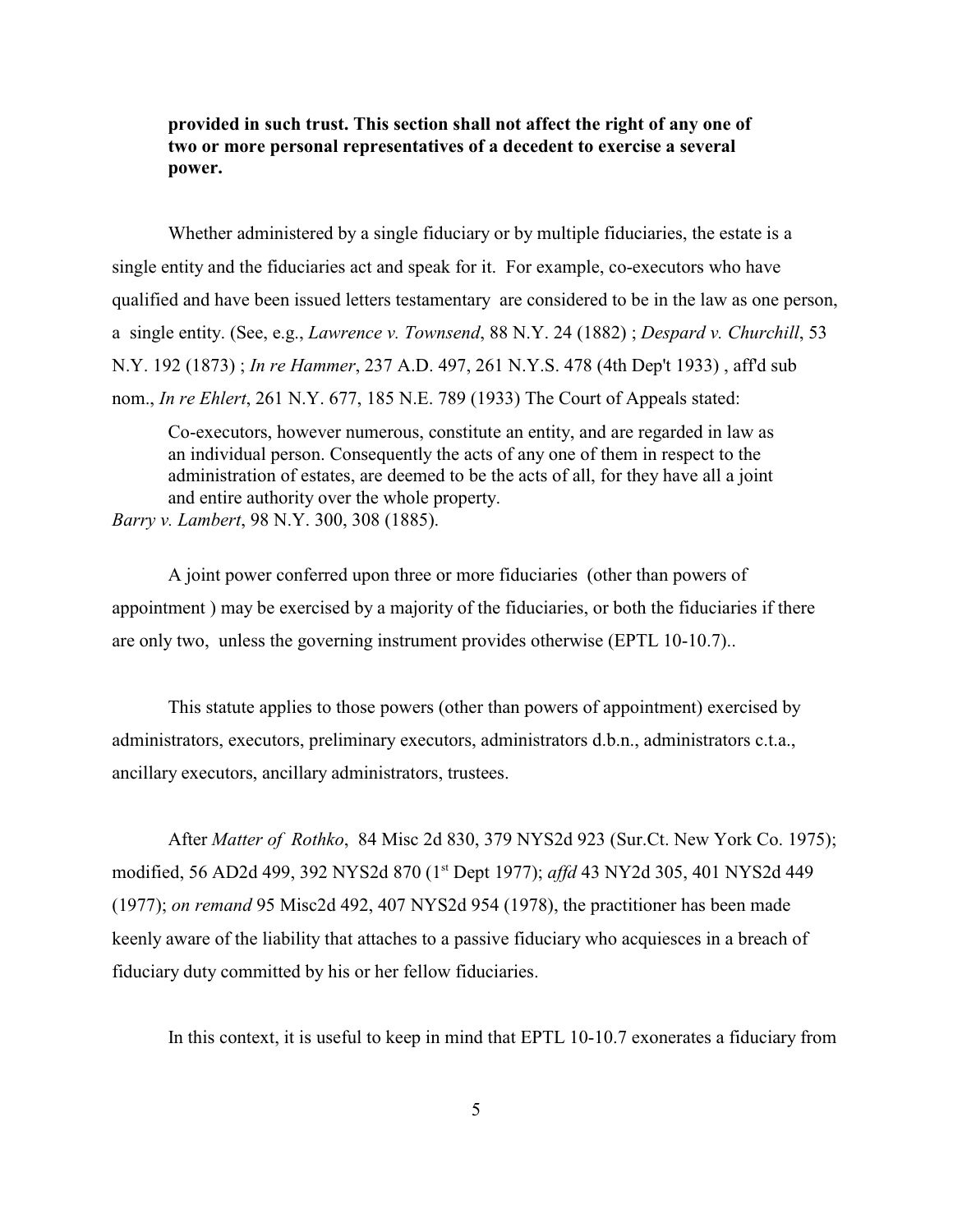**provided in such trust. This section shall not affect the right of any one of two or more personal representatives of a decedent to exercise a several power.**

Whether administered by a single fiduciary or by multiple fiduciaries, the estate is a single entity and the fiduciaries act and speak for it. For example, co-executors who have qualified and have been issued letters testamentary are considered to be in the law as one person, a single entity. (See, e.g., *Lawrence v. Townsend*, 88 N.Y. 24 (1882) ; *Despard v. Churchill*, 53 N.Y. 192 (1873) ; *In re Hammer*, 237 A.D. 497, 261 N.Y.S. 478 (4th Dep't 1933) , aff'd sub nom., *In re Ehlert*, 261 N.Y. 677, 185 N.E. 789 (1933) The Court of Appeals stated:

> Co-executors, however numerous, constitute an entity, and are regarded in law as an individual person. Consequently the acts of any one of them in respect to the administration of estates, are deemed to be the acts of all, for they have all a joint and entire authority over the whole property.

*Barry v. Lambert*, 98 N.Y. 300, 308 (1885).

A joint power conferred upon three or more fiduciaries (other than powers of appointment ) may be exercised by a majority of the fiduciaries, or both the fiduciaries if there are only two, unless the governing instrument provides otherwise (EPTL 10-10.7)..

This statute applies to those powers (other than powers of appointment) exercised by administrators, executors, preliminary executors, administrators d.b.n., administrators c.t.a., ancillary executors, ancillary administrators, trustees.

After *Matter of Rothko*, 84 Misc 2d 830, 379 NYS2d 923 (Sur.Ct. New York Co. 1975); modified, 56 AD2d 499, 392 NYS2d 870 (1st Dept 1977); *affd* 43 NY2d 305, 401 NYS2d 449 (1977); *on remand* 95 Misc2d 492, 407 NYS2d 954 (1978), the practitioner has been made keenly aware of the liability that attaches to a passive fiduciary who acquiesces in a breach of fiduciary duty committed by his or her fellow fiduciaries.

In this context, it is useful to keep in mind that EPTL 10-10.7 exonerates a fiduciary from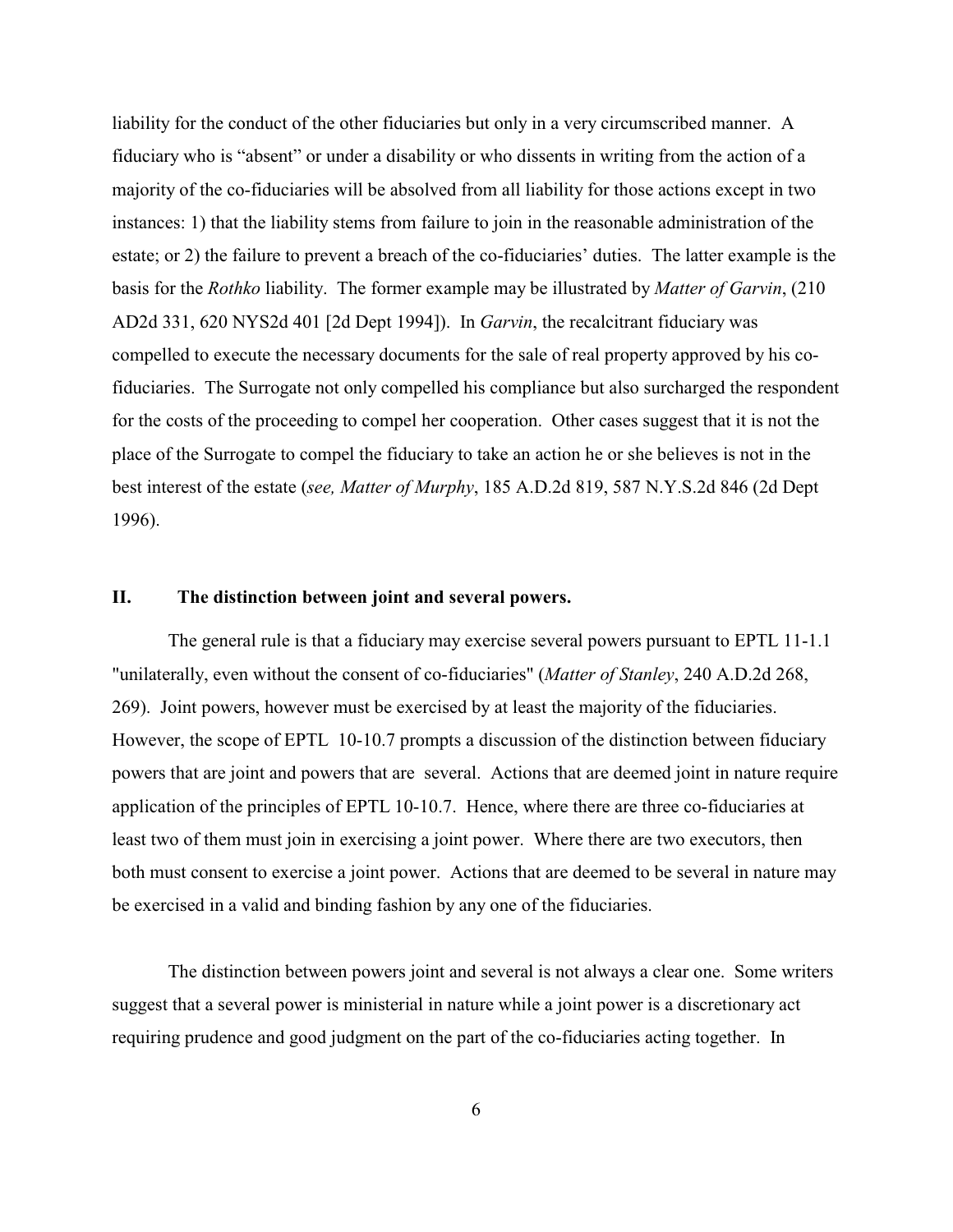liability for the conduct of the other fiduciaries but only in a very circumscribed manner. A fiduciary who is "absent" or under a disability or who dissents in writing from the action of a majority of the co-fiduciaries will be absolved from all liability for those actions except in two instances: 1) that the liability stems from failure to join in the reasonable administration of the estate; or 2) the failure to prevent a breach of the co-fiduciaries' duties. The latter example is the basis for the *Rothko* liability. The former example may be illustrated by *Matter of Garvin*, (210 AD2d 331, 620 NYS2d 401 [2d Dept 1994]). In *Garvin*, the recalcitrant fiduciary was compelled to execute the necessary documents for the sale of real property approved by his co-fiduciaries. The Surrogate not only compelled his compliance but also surcharged the respondent for the costs of the proceeding to compel her cooperation. Other cases suggest that it is not the place of the Surrogate to compel the fiduciary to take an action he or she believes is not in the best interest of the estate (*see, Matter of Murphy*, 185 A.D.2d 819, 587 N.Y.S.2d 846 (2d Dept 1996).

## II. The distinction between joint and several powers.

The general rule is that a fiduciary may exercise several powers pursuant to EPTL 11-1.1 "unilaterally, even without the consent of co-fiduciaries" (*Matter of Stanley*, 240 A.D.2d 268, 269). Joint powers, however must be exercised by at least the majority of the fiduciaries. However, the scope of EPTL 10-10.7 prompts a discussion of the distinction between fiduciary powers that are joint and powers that are several. Actions that are deemed joint in nature require application of the principles of EPTL 10-10.7. Hence, where there are three co-fiduciaries at least two of them must join in exercising a joint power. Where there are two executors, then both must consent to exercise a joint power. Actions that are deemed to be several in nature may be exercised in a valid and binding fashion by any one of the fiduciaries.

The distinction between powers joint and several is not always a clear one. Some writers suggest that a several power is ministerial in nature while a joint power is a discretionary act requiring prudence and good judgment on the part of the co-fiduciaries acting together. In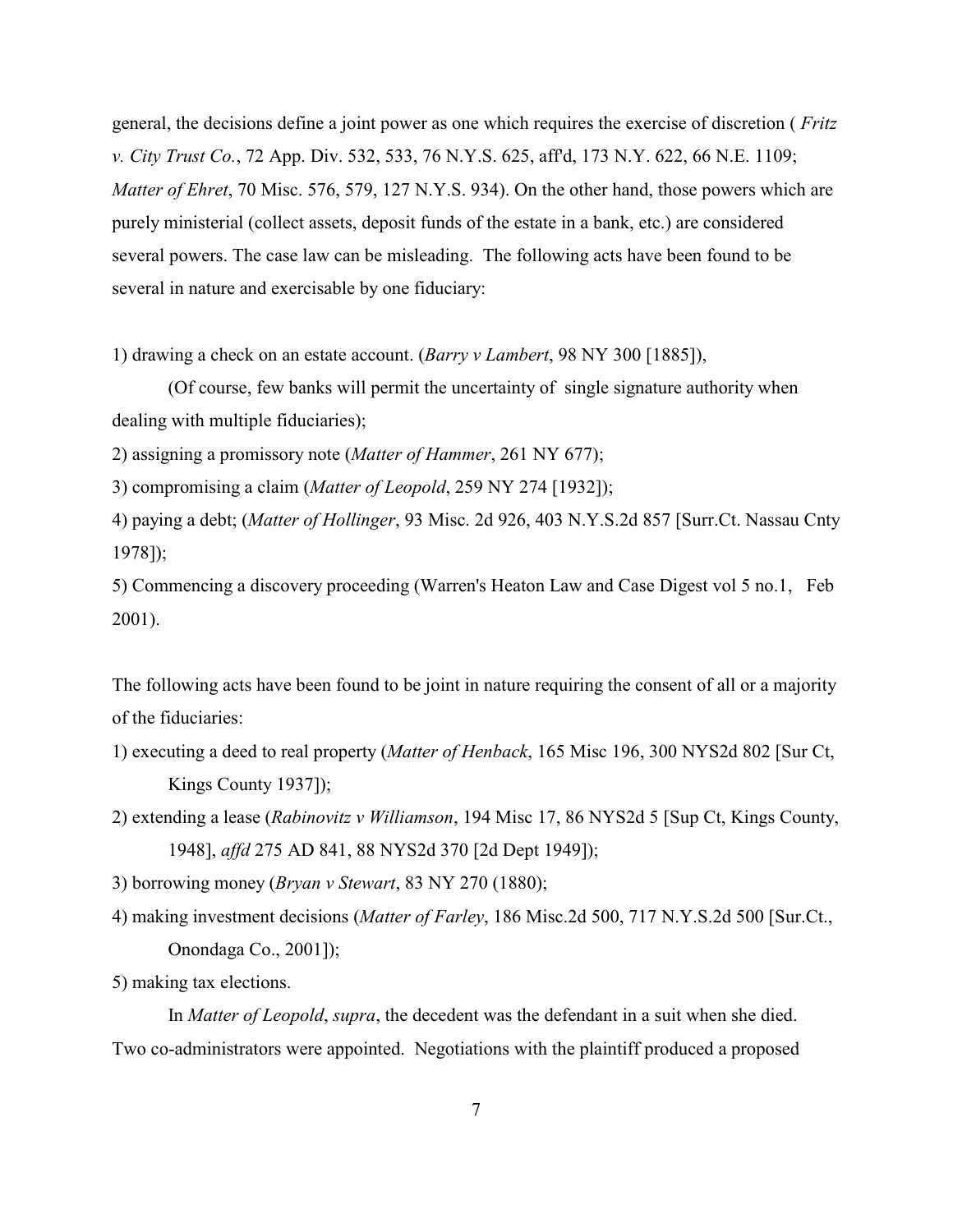general, the decisions define a joint power as one which requires the exercise of discretion ( *Fritz v. City Trust Co.*, 72 App. Div. 532, 533, 76 N.Y.S. 625, aff'd, 173 N.Y. 622, 66 N.E. 1109; *Matter of Ehret*, 70 Misc. 576, 579, 127 N.Y.S. 934). On the other hand, those powers which are purely ministerial (collect assets, deposit funds of the estate in a bank, etc.) are considered several powers. The case law can be misleading. The following acts have been found to be several in nature and exercisable by one fiduciary:

1) drawing a check on an estate account. (*Barry v Lambert*, 98 NY 300 [1885]),

 (Of course, few banks will permit the uncertainty of single signature authority when dealing with multiple fiduciaries);

2) assigning a promissory note (*Matter of Hammer*, 261 NY 677);

3) compromising a claim (*Matter of Leopold*, 259 NY 274 [1932]);

4) paying a debt; (*Matter of Hollinger*, 93 Misc. 2d 926, 403 N.Y.S.2d 857 [Surr.Ct. Nassau Cnty 1978]);

5) Commencing a discovery proceeding (Warren's Heaton Law and Case Digest vol 5 no.1, Feb 2001).

The following acts have been found to be joint in nature requiring the consent of all or a majority of the fiduciaries:

1) executing a deed to real property (*Matter of Henback*, 165 Misc 196, 300 NYS2d 802 [Sur Ct, Kings County 1937]);

2) extending a lease (*Rabinovitz v Williamson*, 194 Misc 17, 86 NYS2d 5 [Sup Ct, Kings County, 1948], *affd* 275 AD 841, 88 NYS2d 370 [2d Dept 1949]);

3) borrowing money (*Bryan v Stewart*, 83 NY 270 (1880);

4) making investment decisions (*Matter of Farley*, 186 Misc.2d 500, 717 N.Y.S.2d 500 [Sur.Ct., Onondaga Co., 2001]);

5) making tax elections.

In *Matter of Leopold*, *supra*, the decedent was the defendant in a suit when she died. Two co-administrators were appointed. Negotiations with the plaintiff produced a proposed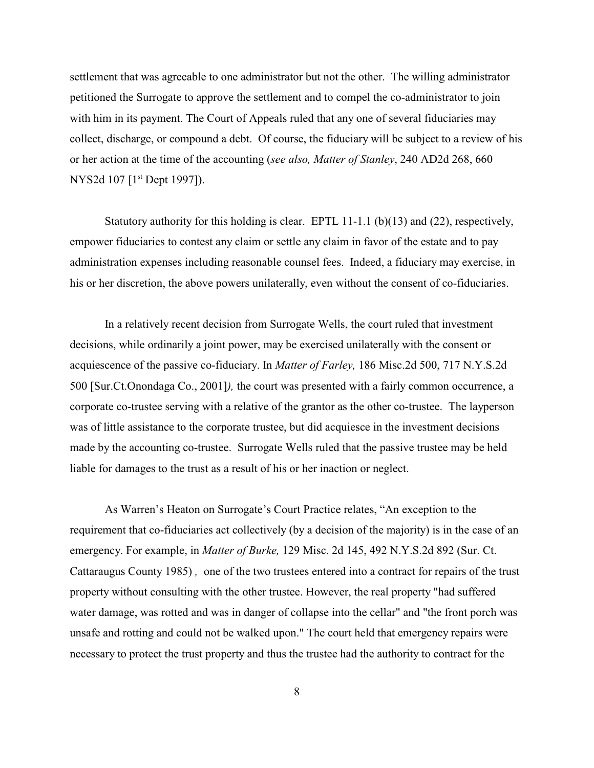settlement that was agreeable to one administrator but not the other. The willing administrator petitioned the Surrogate to approve the settlement and to compel the co-administrator to join with him in its payment. The Court of Appeals ruled that any one of several fiduciaries may collect, discharge, or compound a debt. Of course, the fiduciary will be subject to a review of his or her action at the time of the accounting (*see also, Matter of Stanley*, 240 AD2d 268, 660 NYS2d 107 [1st Dept 1997]).

Statutory authority for this holding is clear. EPTL 11-1.1 (b)(13) and (22), respectively, empower fiduciaries to contest any claim or settle any claim in favor of the estate and to pay administration expenses including reasonable counsel fees. Indeed, a fiduciary may exercise, in his or her discretion, the above powers unilaterally, even without the consent of co-fiduciaries.

In a relatively recent decision from Surrogate Wells, the court ruled that investment decisions, while ordinarily a joint power, may be exercised unilaterally with the consent or acquiescence of the passive co-fiduciary. In *Matter of Farley,* 186 Misc.2d 500, 717 N.Y.S.2d 500 [Sur.Ct.Onondaga Co., 2001]*),* the court was presented with a fairly common occurrence, a corporate co-trustee serving with a relative of the grantor as the other co-trustee. The layperson was of little assistance to the corporate trustee, but did acquiesce in the investment decisions made by the accounting co-trustee. Surrogate Wells ruled that the passive trustee may be held liable for damages to the trust as a result of his or her inaction or neglect.

As Warren's Heaton on Surrogate's Court Practice relates, "An exception to the requirement that co-fiduciaries act collectively (by a decision of the majority) is in the case of an emergency. For example, in *Matter of Burke,* 129 Misc. 2d 145, 492 N.Y.S.2d 892 (Sur. Ct. Cattaraugus County 1985) *,* one of the two trustees entered into a contract for repairs of the trust property without consulting with the other trustee. However, the real property "had suffered water damage, was rotted and was in danger of collapse into the cellar" and "the front porch was unsafe and rotting and could not be walked upon." The court held that emergency repairs were necessary to protect the trust property and thus the trustee had the authority to contract for the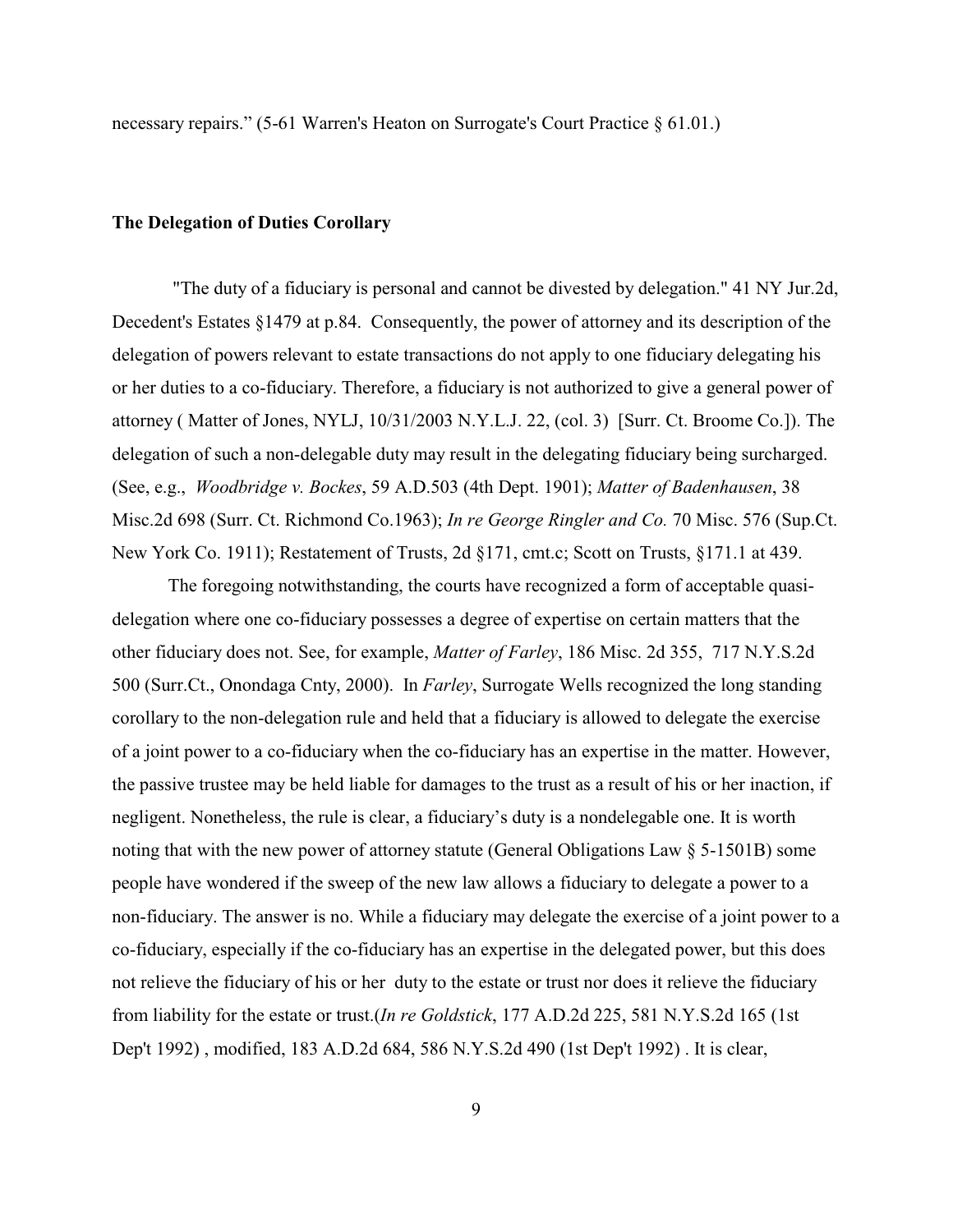necessary repairs." (5-61 Warren's Heaton on Surrogate's Court Practice § 61.01.)

**The Delegation of Duties Corollary**

"The duty of a fiduciary is personal and cannot be divested by delegation." 41 NY Jur.2d, Decedent's Estates §1479 at p.84. Consequently, the power of attorney and its description of the delegation of powers relevant to estate transactions do not apply to one fiduciary delegating his or her duties to a co-fiduciary. Therefore, a fiduciary is not authorized to give a general power of attorney ( Matter of Jones, NYLJ, 10/31/2003 N.Y.L.J. 22, (col. 3) [Surr. Ct. Broome Co.]). The delegation of such a non-delegable duty may result in the delegating fiduciary being surcharged. (See, e.g., *Woodbridge v. Bockes*, 59 A.D.503 (4th Dept. 1901); *Matter of Badenhausen*, 38 Misc.2d 698 (Surr. Ct. Richmond Co.1963); *In re George Ringler and Co.* 70 Misc. 576 (Sup.Ct. New York Co. 1911); Restatement of Trusts, 2d §171, cmt.c; Scott on Trusts, §171.1 at 439.

The foregoing notwithstanding, the courts have recognized a form of acceptable quasi-delegation where one co-fiduciary possesses a degree of expertise on certain matters that the other fiduciary does not. See, for example, *Matter of Farley*, 186 Misc. 2d 355, 717 N.Y.S.2d 500 (Surr.Ct., Onondaga Cnty, 2000). In *Farley*, Surrogate Wells recognized the long standing corollary to the non-delegation rule and held that a fiduciary is allowed to delegate the exercise of a joint power to a co-fiduciary when the co-fiduciary has an expertise in the matter. However, the passive trustee may be held liable for damages to the trust as a result of his or her inaction, if negligent. Nonetheless, the rule is clear, a fiduciary's duty is a nondelegable one. It is worth noting that with the new power of attorney statute (General Obligations Law § 5-1501B) some people have wondered if the sweep of the new law allows a fiduciary to delegate a power to a non-fiduciary. The answer is no. While a fiduciary may delegate the exercise of a joint power to a co-fiduciary, especially if the co-fiduciary has an expertise in the delegated power, but this does not relieve the fiduciary of his or her duty to the estate or trust nor does it relieve the fiduciary from liability for the estate or trust.(*In re Goldstick*, 177 A.D.2d 225, 581 N.Y.S.2d 165 (1st Dep't 1992) , modified, 183 A.D.2d 684, 586 N.Y.S.2d 490 (1st Dep't 1992) . It is clear,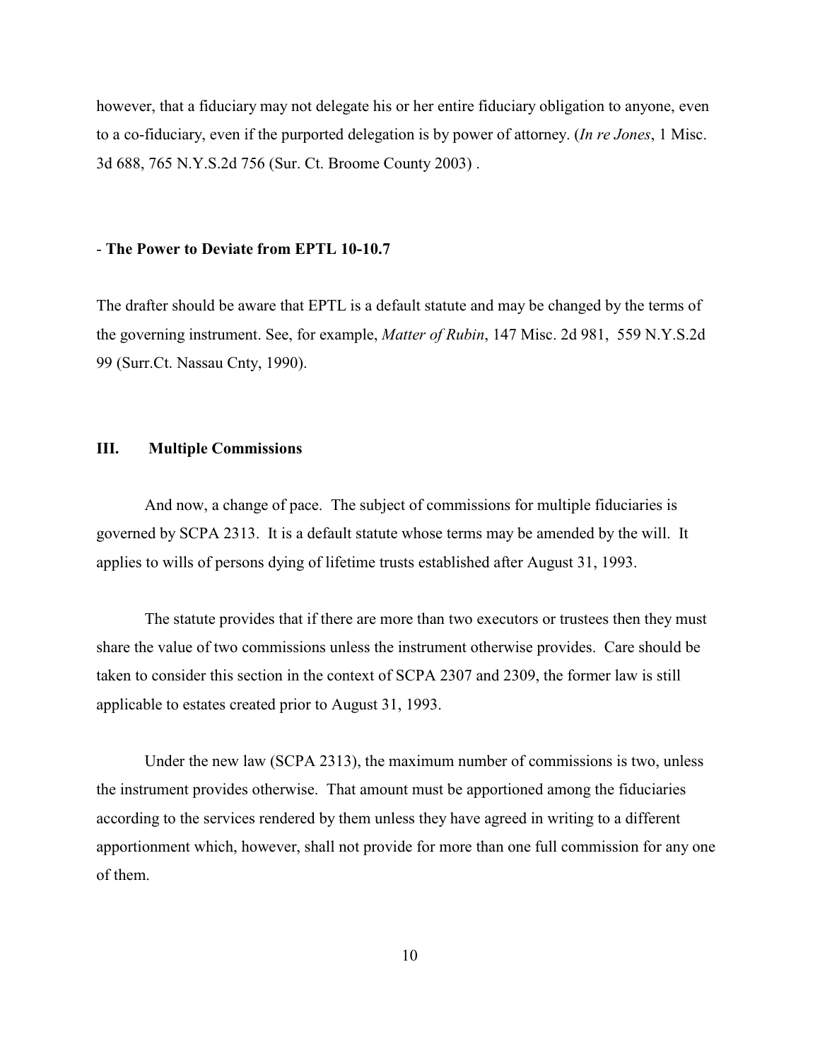however, that a fiduciary may not delegate his or her entire fiduciary obligation to anyone, even to a co-fiduciary, even if the purported delegation is by power of attorney. (*In re Jones*, 1 Misc. 3d 688, 765 N.Y.S.2d 756 (Sur. Ct. Broome County 2003) .

### - **The Power to Deviate from EPTL 10-10.7**

The drafter should be aware that EPTL is a default statute and may be changed by the terms of the governing instrument. See, for example, *Matter of Rubin*, 147 Misc. 2d 981, 559 N.Y.S.2d 99 (Surr.Ct. Nassau Cnty, 1990).

## **III. Multiple Commissions**

And now, a change of pace. The subject of commissions for multiple fiduciaries is governed by SCPA 2313. It is a default statute whose terms may be amended by the will. It applies to wills of persons dying of lifetime trusts established after August 31, 1993.

The statute provides that if there are more than two executors or trustees then they must share the value of two commissions unless the instrument otherwise provides. Care should be taken to consider this section in the context of SCPA 2307 and 2309, the former law is still applicable to estates created prior to August 31, 1993.

Under the new law (SCPA 2313), the maximum number of commissions is two, unless the instrument provides otherwise. That amount must be apportioned among the fiduciaries according to the services rendered by them unless they have agreed in writing to a different apportionment which, however, shall not provide for more than one full commission for any one of them.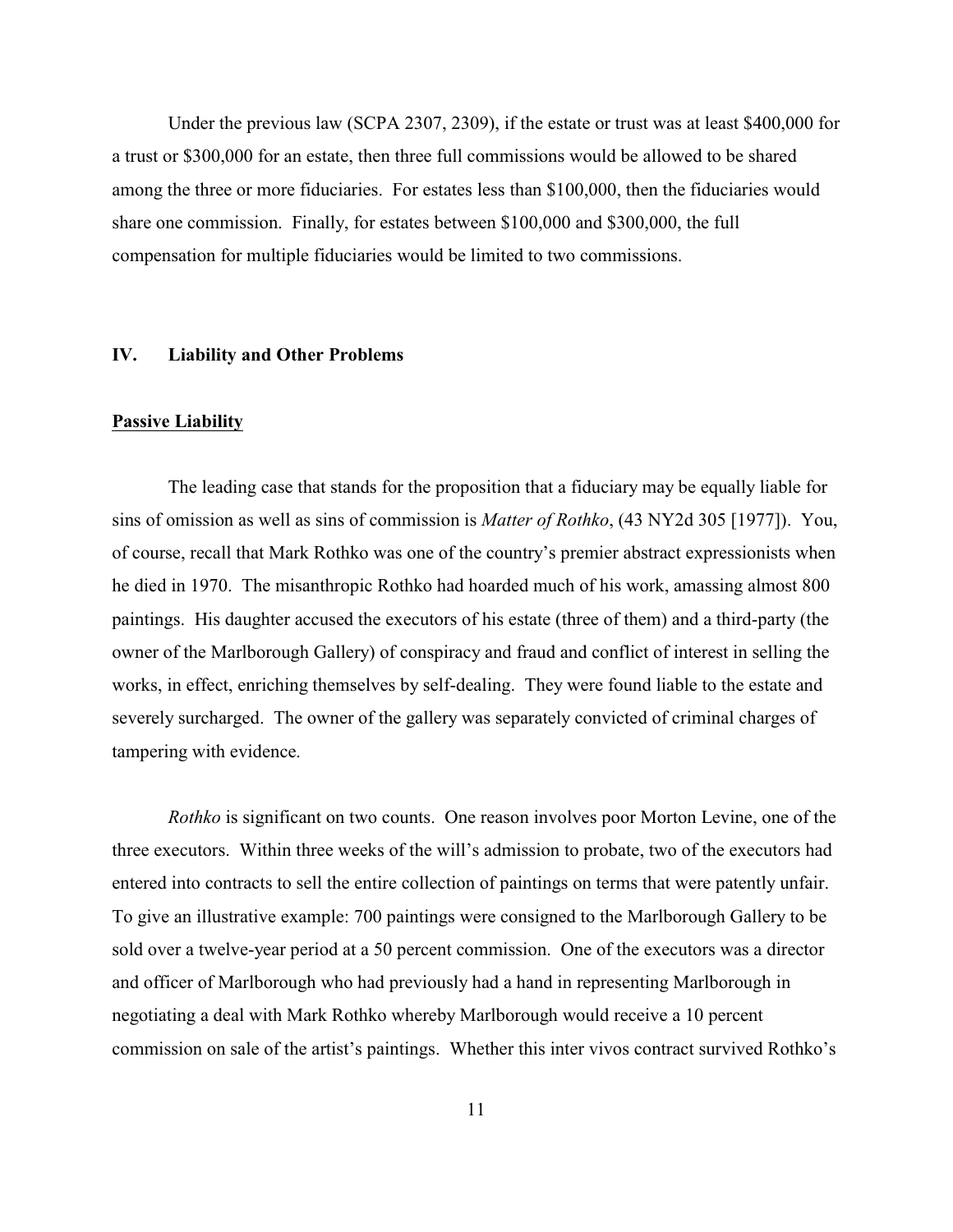Under the previous law (SCPA 2307, 2309), if the estate or trust was at least $400,000 for a trust or $300,000 for an estate, then three full commissions would be allowed to be shared among the three or more fiduciaries. For estates less than $100,000, then the fiduciaries would share one commission. Finally, for estates between $100,000 and $300,000, the full compensation for multiple fiduciaries would be limited to two commissions.

## IV. Liability and Other Problems

### **Passive Liability**

The leading case that stands for the proposition that a fiduciary may be equally liable for sins of omission as well as sins of commission is *Matter of Rothko*, (43 NY2d 305 [1977]). You, of course, recall that Mark Rothko was one of the country's premier abstract expressionists when he died in 1970. The misanthropic Rothko had hoarded much of his work, amassing almost 800 paintings. His daughter accused the executors of his estate (three of them) and a third-party (the owner of the Marlborough Gallery) of conspiracy and fraud and conflict of interest in selling the works, in effect, enriching themselves by self-dealing. They were found liable to the estate and severely surcharged. The owner of the gallery was separately convicted of criminal charges of tampering with evidence.

*Rothko* is significant on two counts. One reason involves poor Morton Levine, one of the three executors. Within three weeks of the will's admission to probate, two of the executors had entered into contracts to sell the entire collection of paintings on terms that were patently unfair. To give an illustrative example: 700 paintings were consigned to the Marlborough Gallery to be sold over a twelve-year period at a 50 percent commission. One of the executors was a director and officer of Marlborough who had previously had a hand in representing Marlborough in negotiating a deal with Mark Rothko whereby Marlborough would receive a 10 percent commission on sale of the artist's paintings. Whether this inter vivos contract survived Rothko's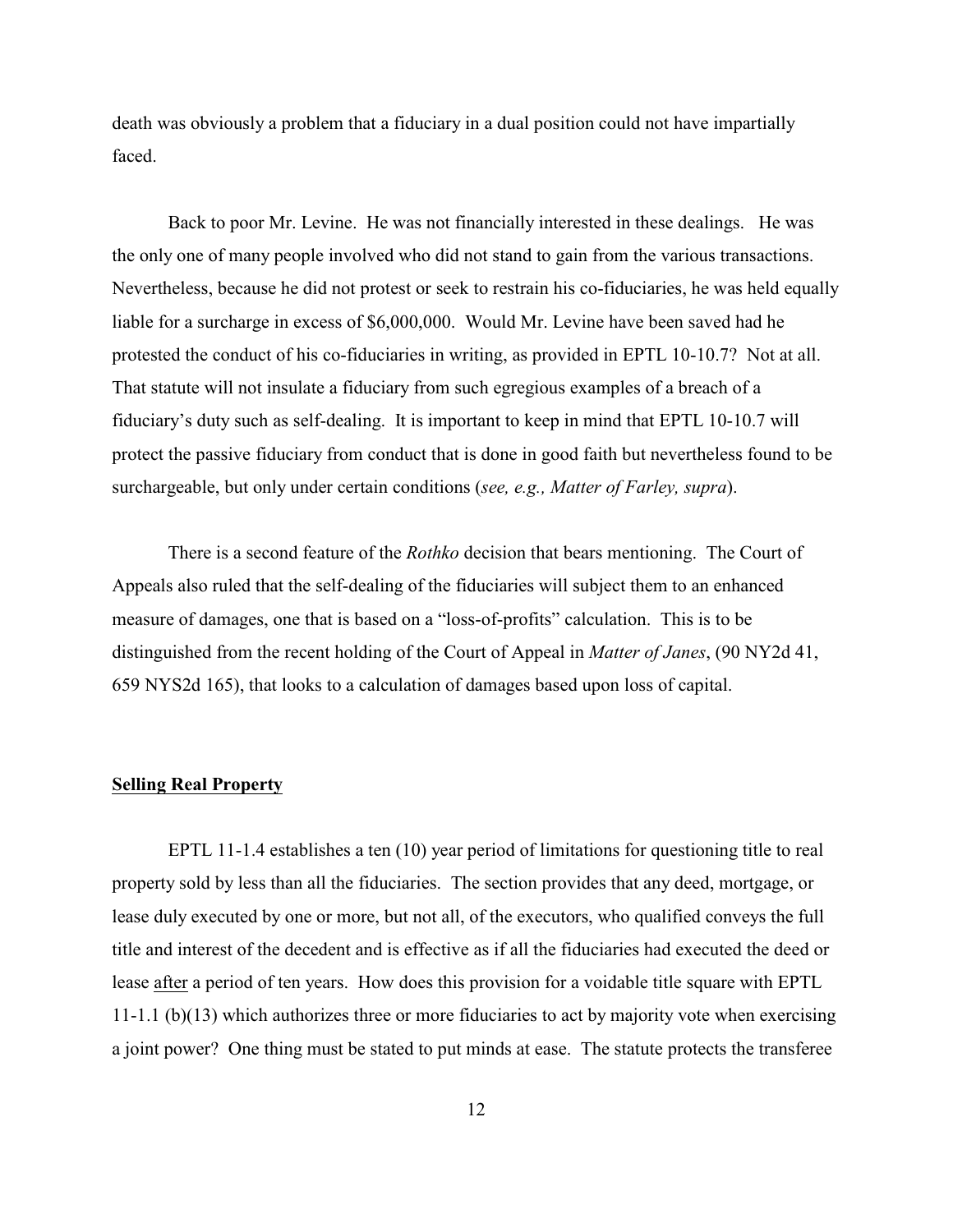death was obviously a problem that a fiduciary in a dual position could not have impartially faced.

Back to poor Mr. Levine. He was not financially interested in these dealings. He was the only one of many people involved who did not stand to gain from the various transactions. Nevertheless, because he did not protest or seek to restrain his co-fiduciaries, he was held equally liable for a surcharge in excess of $6,000,000. Would Mr. Levine have been saved had he protested the conduct of his co-fiduciaries in writing, as provided in EPTL 10-10.7? Not at all. That statute will not insulate a fiduciary from such egregious examples of a breach of a fiduciary's duty such as self-dealing. It is important to keep in mind that EPTL 10-10.7 will protect the passive fiduciary from conduct that is done in good faith but nevertheless found to be surchargeable, but only under certain conditions (*see, e.g., Matter of Farley, supra*).

There is a second feature of the *Rothko* decision that bears mentioning. The Court of Appeals also ruled that the self-dealing of the fiduciaries will subject them to an enhanced measure of damages, one that is based on a "loss-of-profits" calculation. This is to be distinguished from the recent holding of the Court of Appeal in *Matter of Janes*, (90 NY2d 41, 659 NYS2d 165), that looks to a calculation of damages based upon loss of capital.

## Selling Real Property

EPTL 11-1.4 establishes a ten (10) year period of limitations for questioning title to real property sold by less than all the fiduciaries. The section provides that any deed, mortgage, or lease duly executed by one or more, but not all, of the executors, who qualified conveys the full title and interest of the decedent and is effective as if all the fiduciaries had executed the deed or lease <u>after</u> a period of ten years. How does this provision for a voidable title square with EPTL 11-1.1 (b)(13) which authorizes three or more fiduciaries to act by majority vote when exercising a joint power? One thing must be stated to put minds at ease. The statute protects the transferee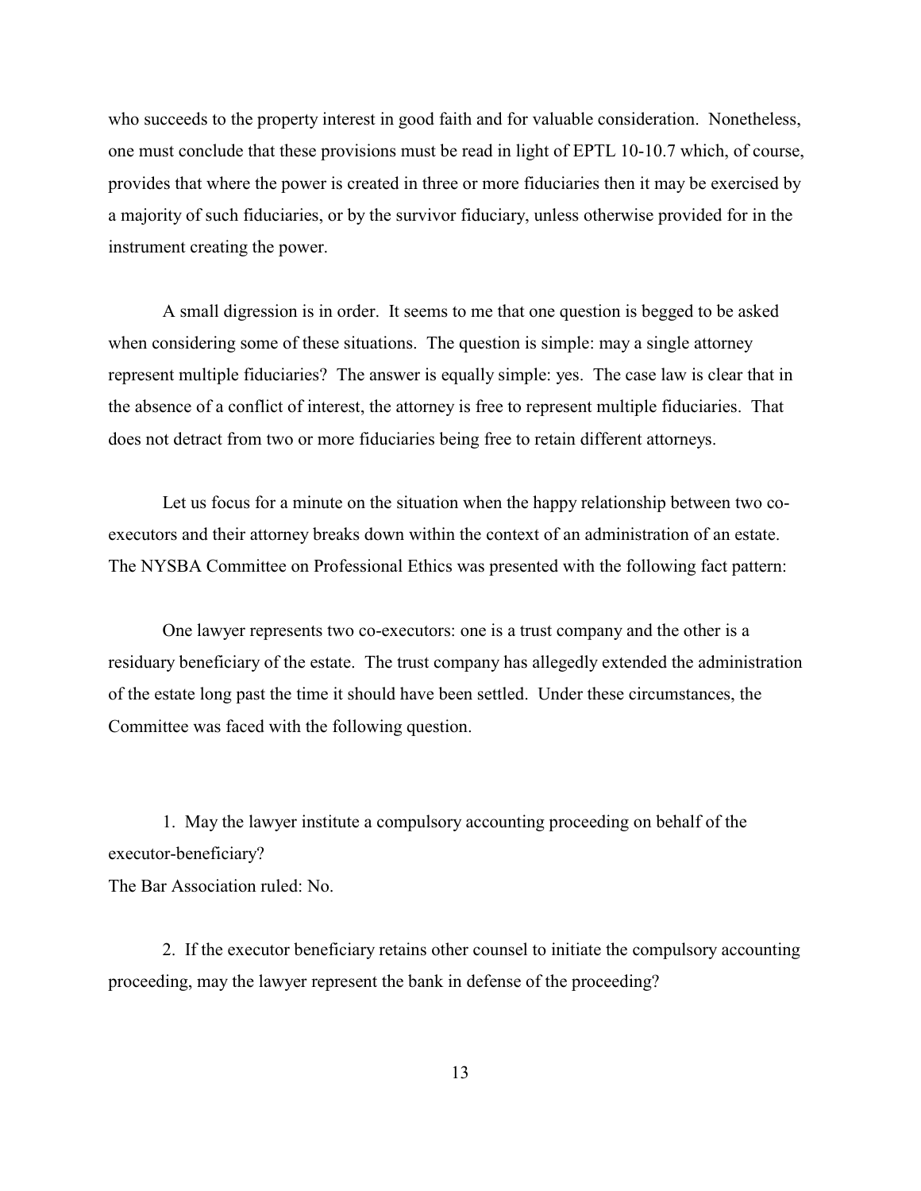who succeeds to the property interest in good faith and for valuable consideration. Nonetheless, one must conclude that these provisions must be read in light of EPTL 10-10.7 which, of course, provides that where the power is created in three or more fiduciaries then it may be exercised by a majority of such fiduciaries, or by the survivor fiduciary, unless otherwise provided for in the instrument creating the power.

A small digression is in order. It seems to me that one question is begged to be asked when considering some of these situations. The question is simple: may a single attorney represent multiple fiduciaries? The answer is equally simple: yes. The case law is clear that in the absence of a conflict of interest, the attorney is free to represent multiple fiduciaries. That does not detract from two or more fiduciaries being free to retain different attorneys.

Let us focus for a minute on the situation when the happy relationship between two co-executors and their attorney breaks down within the context of an administration of an estate. The NYSBA Committee on Professional Ethics was presented with the following fact pattern:

One lawyer represents two co-executors: one is a trust company and the other is a residuary beneficiary of the estate. The trust company has allegedly extended the administration of the estate long past the time it should have been settled. Under these circumstances, the Committee was faced with the following question.

1. May the lawyer institute a compulsory accounting proceeding on behalf of the executor-beneficiary?

The Bar Association ruled: No.

2. If the executor beneficiary retains other counsel to initiate the compulsory accounting proceeding, may the lawyer represent the bank in defense of the proceeding?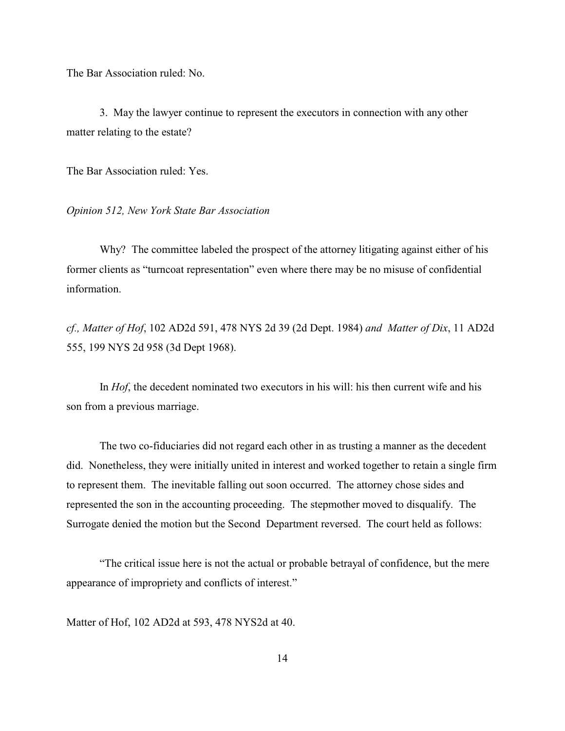The Bar Association ruled: No.

3. May the lawyer continue to represent the executors in connection with any other matter relating to the estate?

The Bar Association ruled: Yes.

*Opinion 512, New York State Bar Association*

Why? The committee labeled the prospect of the attorney litigating against either of his former clients as "turncoat representation" even where there may be no misuse of confidential information.

*cf., Matter of Hof*, 102 AD2d 591, 478 NYS 2d 39 (2d Dept. 1984) *and Matter of Dix*, 11 AD2d 555, 199 NYS 2d 958 (3d Dept 1968).

In *Hof*, the decedent nominated two executors in his will: his then current wife and his son from a previous marriage.

The two co-fiduciaries did not regard each other in as trusting a manner as the decedent did. Nonetheless, they were initially united in interest and worked together to retain a single firm to represent them. The inevitable falling out soon occurred. The attorney chose sides and represented the son in the accounting proceeding. The stepmother moved to disqualify. The Surrogate denied the motion but the Second Department reversed. The court held as follows:

"The critical issue here is not the actual or probable betrayal of confidence, but the mere appearance of impropriety and conflicts of interest."

Matter of Hof, 102 AD2d at 593, 478 NYS2d at 40.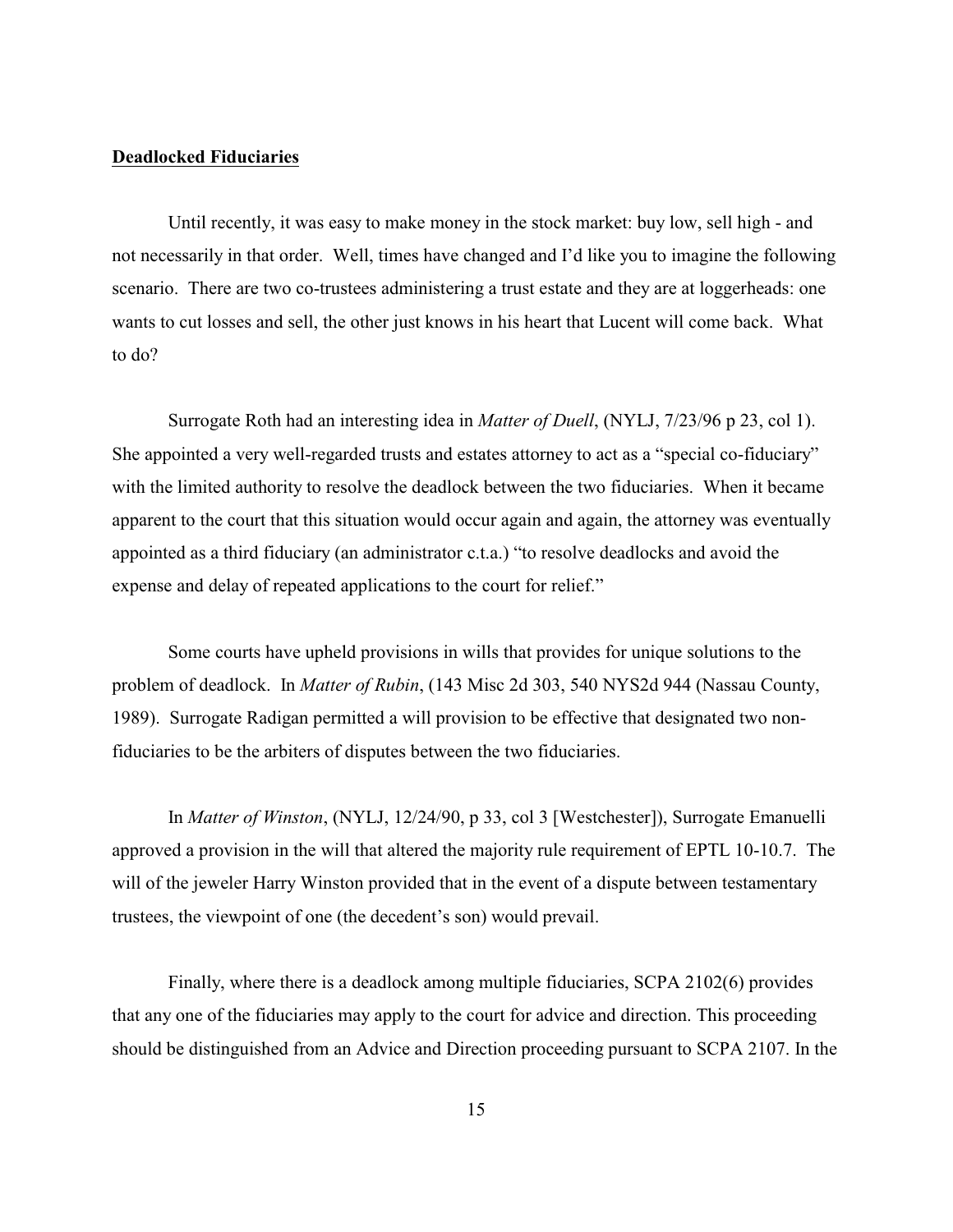**Deadlocked Fiduciaries**

Until recently, it was easy to make money in the stock market: buy low, sell high - and not necessarily in that order. Well, times have changed and I'd like you to imagine the following scenario. There are two co-trustees administering a trust estate and they are at loggerheads: one wants to cut losses and sell, the other just knows in his heart that Lucent will come back. What to do?

Surrogate Roth had an interesting idea in *Matter of Duell*, (NYLJ, 7/23/96 p 23, col 1). She appointed a very well-regarded trusts and estates attorney to act as a "special co-fiduciary" with the limited authority to resolve the deadlock between the two fiduciaries. When it became apparent to the court that this situation would occur again and again, the attorney was eventually appointed as a third fiduciary (an administrator c.t.a.) "to resolve deadlocks and avoid the expense and delay of repeated applications to the court for relief."

Some courts have upheld provisions in wills that provides for unique solutions to the problem of deadlock. In *Matter of Rubin*, (143 Misc 2d 303, 540 NYS2d 944 (Nassau County, 1989). Surrogate Radigan permitted a will provision to be effective that designated two non-fiduciaries to be the arbiters of disputes between the two fiduciaries.

In *Matter of Winston*, (NYLJ, 12/24/90, p 33, col 3 [Westchester]), Surrogate Emanuelli approved a provision in the will that altered the majority rule requirement of EPTL 10-10.7. The will of the jeweler Harry Winston provided that in the event of a dispute between testamentary trustees, the viewpoint of one (the decedent's son) would prevail.

Finally, where there is a deadlock among multiple fiduciaries, SCPA 2102(6) provides that any one of the fiduciaries may apply to the court for advice and direction. This proceeding should be distinguished from an Advice and Direction proceeding pursuant to SCPA 2107. In the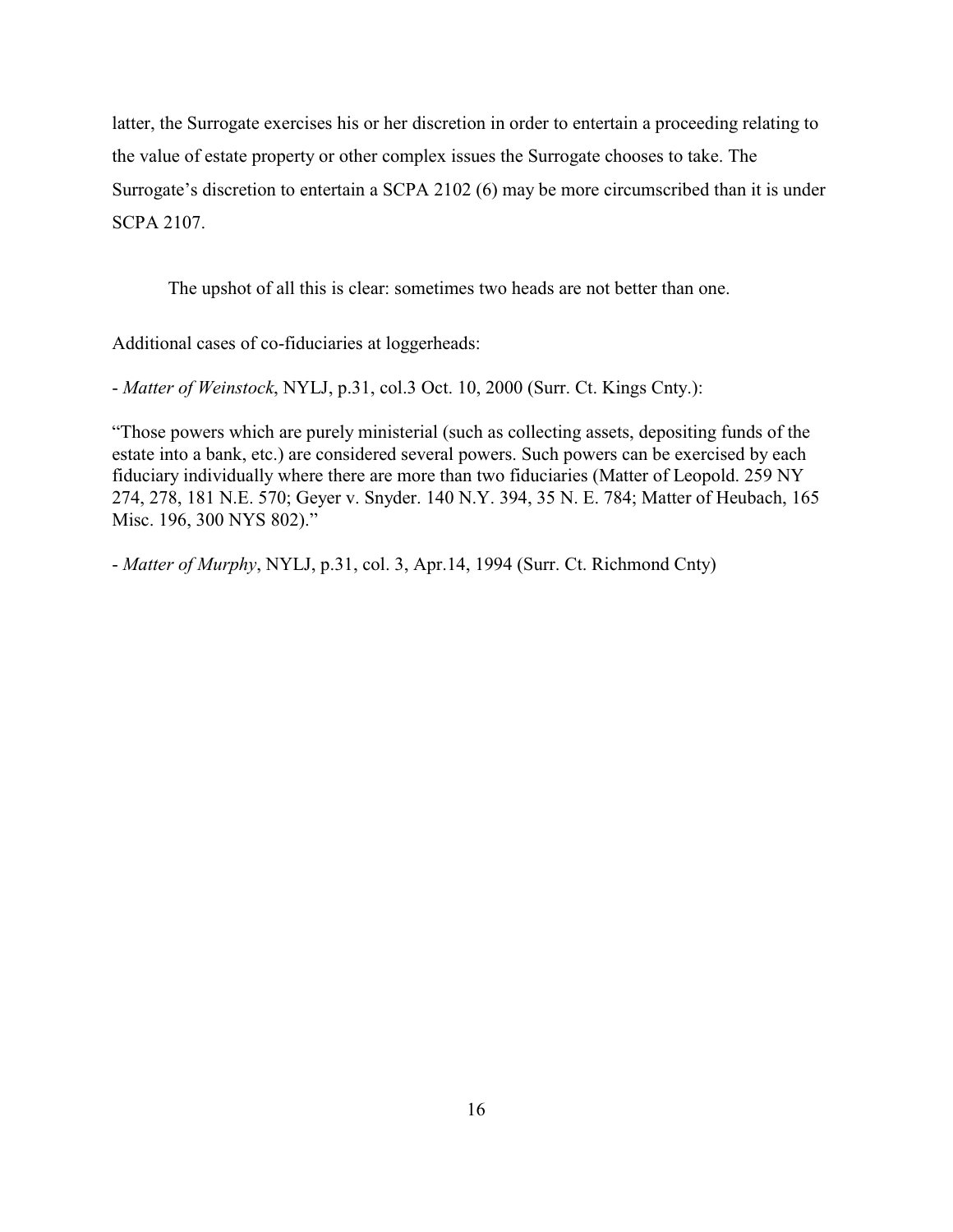latter, the Surrogate exercises his or her discretion in order to entertain a proceeding relating to the value of estate property or other complex issues the Surrogate chooses to take. The Surrogate's discretion to entertain a SCPA 2102 (6) may be more circumscribed than it is under SCPA 2107.

The upshot of all this is clear: sometimes two heads are not better than one.

Additional cases of co-fiduciaries at loggerheads:

- *Matter of Weinstock*, NYLJ, p.31, col.3 Oct. 10, 2000 (Surr. Ct. Kings Cnty.):

"Those powers which are purely ministerial (such as collecting assets, depositing funds of the estate into a bank, etc.) are considered several powers. Such powers can be exercised by each fiduciary individually where there are more than two fiduciaries (Matter of Leopold. 259 NY 274, 278, 181 N.E. 570; Geyer v. Snyder. 140 N.Y. 394, 35 N. E. 784; Matter of Heubach, 165 Misc. 196, 300 NYS 802)."

- *Matter of Murphy*, NYLJ, p.31, col. 3, Apr.14, 1994 (Surr. Ct. Richmond Cnty)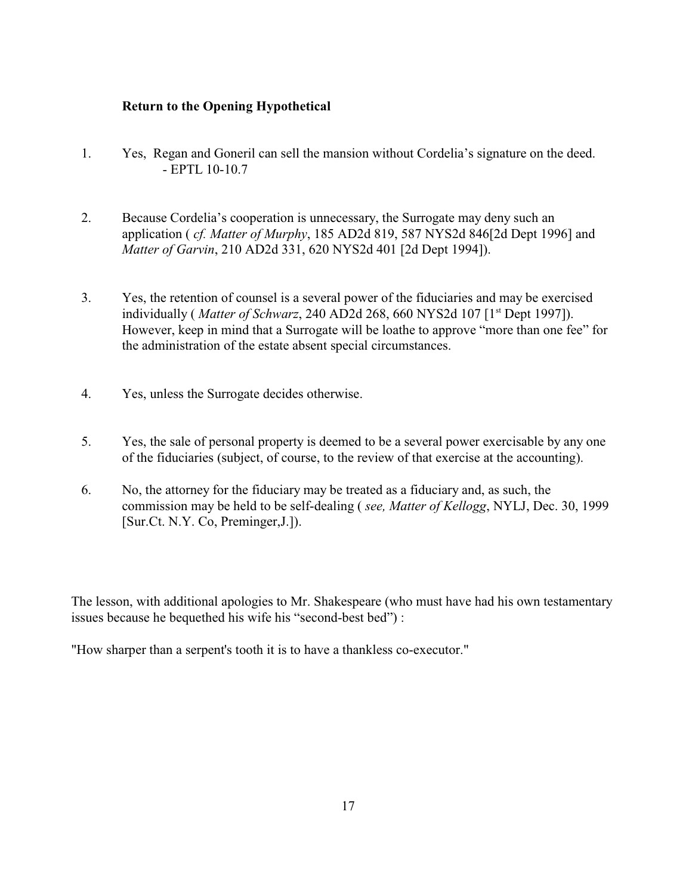**Return to the Opening Hypothetical**

1. Yes, Regan and Goneril can sell the mansion without Cordelia's signature on the deed.
   - EPTL 10-10.7

2. Because Cordelia's cooperation is unnecessary, the Surrogate may deny such an application ( *cf. Matter of Murphy*, 185 AD2d 819, 587 NYS2d 846[2d Dept 1996] and *Matter of Garvin*, 210 AD2d 331, 620 NYS2d 401 [2d Dept 1994]).

3. Yes, the retention of counsel is a several power of the fiduciaries and may be exercised individually ( *Matter of Schwarz*, 240 AD2d 268, 660 NYS2d 107 [1st Dept 1997]). However, keep in mind that a Surrogate will be loathe to approve "more than one fee" for the administration of the estate absent special circumstances.

4. Yes, unless the Surrogate decides otherwise.

5. Yes, the sale of personal property is deemed to be a several power exercisable by any one of the fiduciaries (subject, of course, to the review of that exercise at the accounting).

6. No, the attorney for the fiduciary may be treated as a fiduciary and, as such, the commission may be held to be self-dealing ( *see, Matter of Kellogg*, NYLJ, Dec. 30, 1999 [Sur.Ct. N.Y. Co, Preminger,J.]).

The lesson, with additional apologies to Mr. Shakespeare (who must have had his own testamentary issues because he bequethed his wife his "second-best bed") :

"How sharper than a serpent's tooth it is to have a thankless co-executor."